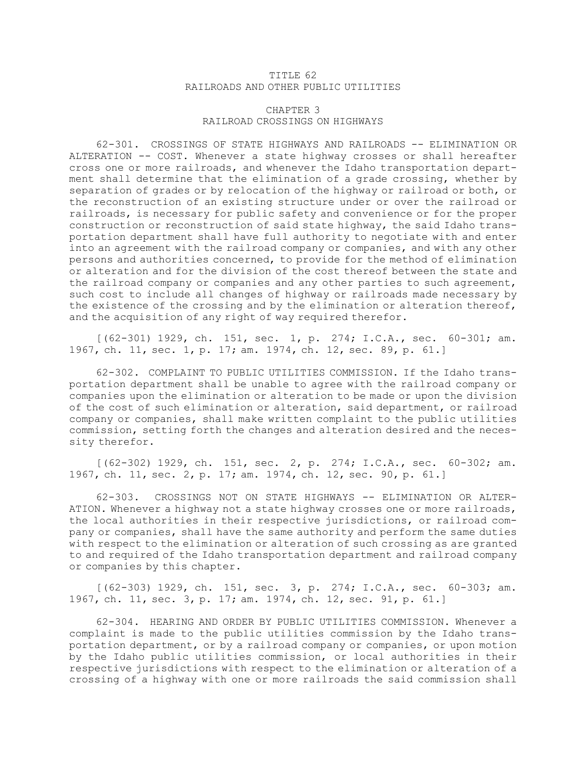# TITLE 62
# RAILROADS AND OTHER PUBLIC UTILITIES

## CHAPTER 3
## RAILROAD CROSSINGS ON HIGHWAYS

62-301. CROSSINGS OF STATE HIGHWAYS AND RAILROADS -- ELIMINATION OR ALTERATION -- COST. Whenever a state highway crosses or shall hereafter cross one or more railroads, and whenever the Idaho transportation department shall determine that the elimination of a grade crossing, whether by separation of grades or by relocation of the highway or railroad or both, or the reconstruction of an existing structure under or over the railroad or railroads, is necessary for public safety and convenience or for the proper construction or reconstruction of said state highway, the said Idaho transportation department shall have full authority to negotiate with and enter into an agreement with the railroad company or companies, and with any other persons and authorities concerned, to provide for the method of elimination or alteration and for the division of the cost thereof between the state and the railroad company or companies and any other parties to such agreement, such cost to include all changes of highway or railroads made necessary by the existence of the crossing and by the elimination or alteration thereof, and the acquisition of any right of way required therefor.

[(62-301) 1929, ch. 151, sec. 1, p. 274; I.C.A., sec. 60-301; am. 1967, ch. 11, sec. 1, p. 17; am. 1974, ch. 12, sec. 89, p. 61.]

62-302. COMPLAINT TO PUBLIC UTILITIES COMMISSION. If the Idaho transportation department shall be unable to agree with the railroad company or companies upon the elimination or alteration to be made or upon the division of the cost of such elimination or alteration, said department, or railroad company or companies, shall make written complaint to the public utilities commission, setting forth the changes and alteration desired and the necessity therefor.

[(62-302) 1929, ch. 151, sec. 2, p. 274; I.C.A., sec. 60-302; am. 1967, ch. 11, sec. 2, p. 17; am. 1974, ch. 12, sec. 90, p. 61.]

62-303. CROSSINGS NOT ON STATE HIGHWAYS -- ELIMINATION OR ALTERATION. Whenever a highway not a state highway crosses one or more railroads, the local authorities in their respective jurisdictions, or railroad company or companies, shall have the same authority and perform the same duties with respect to the elimination or alteration of such crossing as are granted to and required of the Idaho transportation department and railroad company or companies by this chapter.

[(62-303) 1929, ch. 151, sec. 3, p. 274; I.C.A., sec. 60-303; am. 1967, ch. 11, sec. 3, p. 17; am. 1974, ch. 12, sec. 91, p. 61.]

62-304. HEARING AND ORDER BY PUBLIC UTILITIES COMMISSION. Whenever a complaint is made to the public utilities commission by the Idaho transportation department, or by a railroad company or companies, or upon motion by the Idaho public utilities commission, or local authorities in their respective jurisdictions with respect to the elimination or alteration of a crossing of a highway with one or more railroads the said commission shall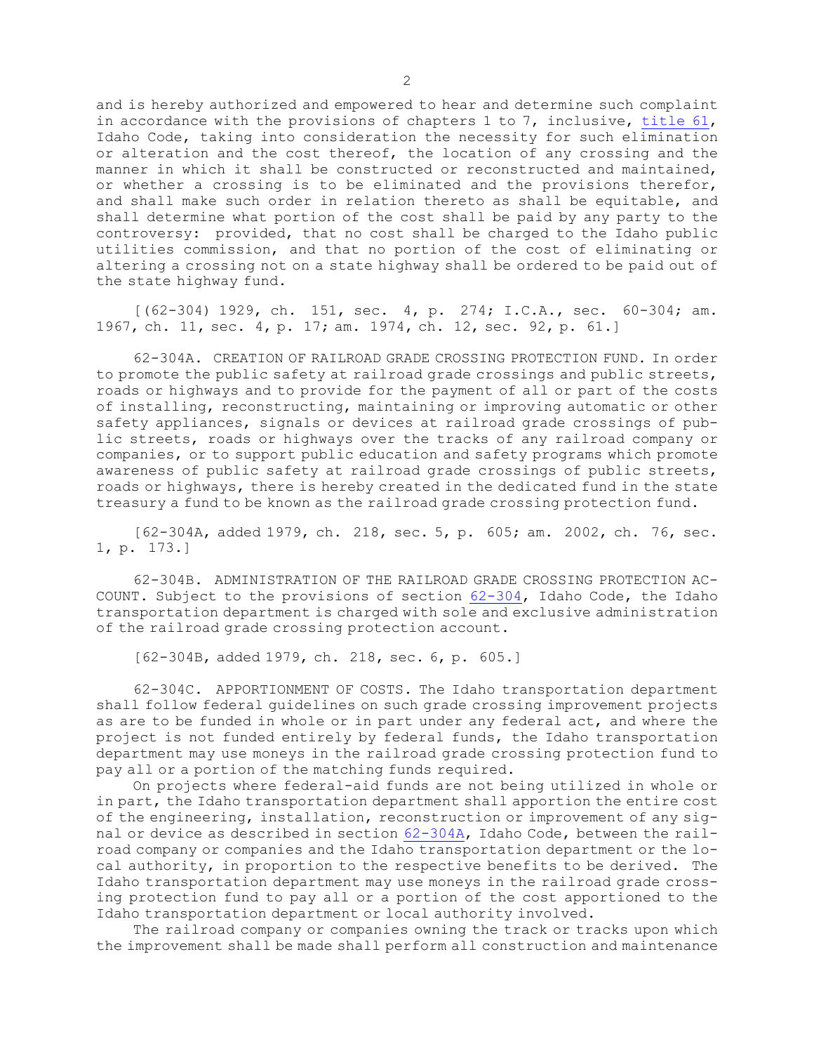and is hereby authorized and empowered to hear and determine such complaint in accordance with the provisions of chapters 1 to 7, inclusive, title 61, Idaho Code, taking into consideration the necessity for such elimination or alteration and the cost thereof, the location of any crossing and the manner in which it shall be constructed or reconstructed and maintained, or whether a crossing is to be eliminated and the provisions therefor, and shall make such order in relation thereto as shall be equitable, and shall determine what portion of the cost shall be paid by any party to the controversy: provided, that no cost shall be charged to the Idaho public utilities commission, and that no portion of the cost of eliminating or altering a crossing not on a state highway shall be ordered to be paid out of the state highway fund.

[(62-304) 1929, ch. 151, sec. 4, p. 274; I.C.A., sec. 60-304; am. 1967, ch. 11, sec. 4, p. 17; am. 1974, ch. 12, sec. 92, p. 61.]

62-304A. CREATION OF RAILROAD GRADE CROSSING PROTECTION FUND. In order to promote the public safety at railroad grade crossings and public streets, roads or highways and to provide for the payment of all or part of the costs of installing, reconstructing, maintaining or improving automatic or other safety appliances, signals or devices at railroad grade crossings of public streets, roads or highways over the tracks of any railroad company or companies, or to support public education and safety programs which promote awareness of public safety at railroad grade crossings of public streets, roads or highways, there is hereby created in the dedicated fund in the state treasury a fund to be known as the railroad grade crossing protection fund.

[62-304A, added 1979, ch. 218, sec. 5, p. 605; am. 2002, ch. 76, sec. 1, p. 173.]

62-304B. ADMINISTRATION OF THE RAILROAD GRADE CROSSING PROTECTION ACCOUNT. Subject to the provisions of section 62-304, Idaho Code, the Idaho transportation department is charged with sole and exclusive administration of the railroad grade crossing protection account.

[62-304B, added 1979, ch. 218, sec. 6, p. 605.]

62-304C. APPORTIONMENT OF COSTS. The Idaho transportation department shall follow federal guidelines on such grade crossing improvement projects as are to be funded in whole or in part under any federal act, and where the project is not funded entirely by federal funds, the Idaho transportation department may use moneys in the railroad grade crossing protection fund to pay all or a portion of the matching funds required.

On projects where federal-aid funds are not being utilized in whole or in part, the Idaho transportation department shall apportion the entire cost of the engineering, installation, reconstruction or improvement of any signal or device as described in section 62-304A, Idaho Code, between the railroad company or companies and the Idaho transportation department or the local authority, in proportion to the respective benefits to be derived. The Idaho transportation department may use moneys in the railroad grade crossing protection fund to pay all or a portion of the cost apportioned to the Idaho transportation department or local authority involved.

The railroad company or companies owning the track or tracks upon which the improvement shall be made shall perform all construction and maintenance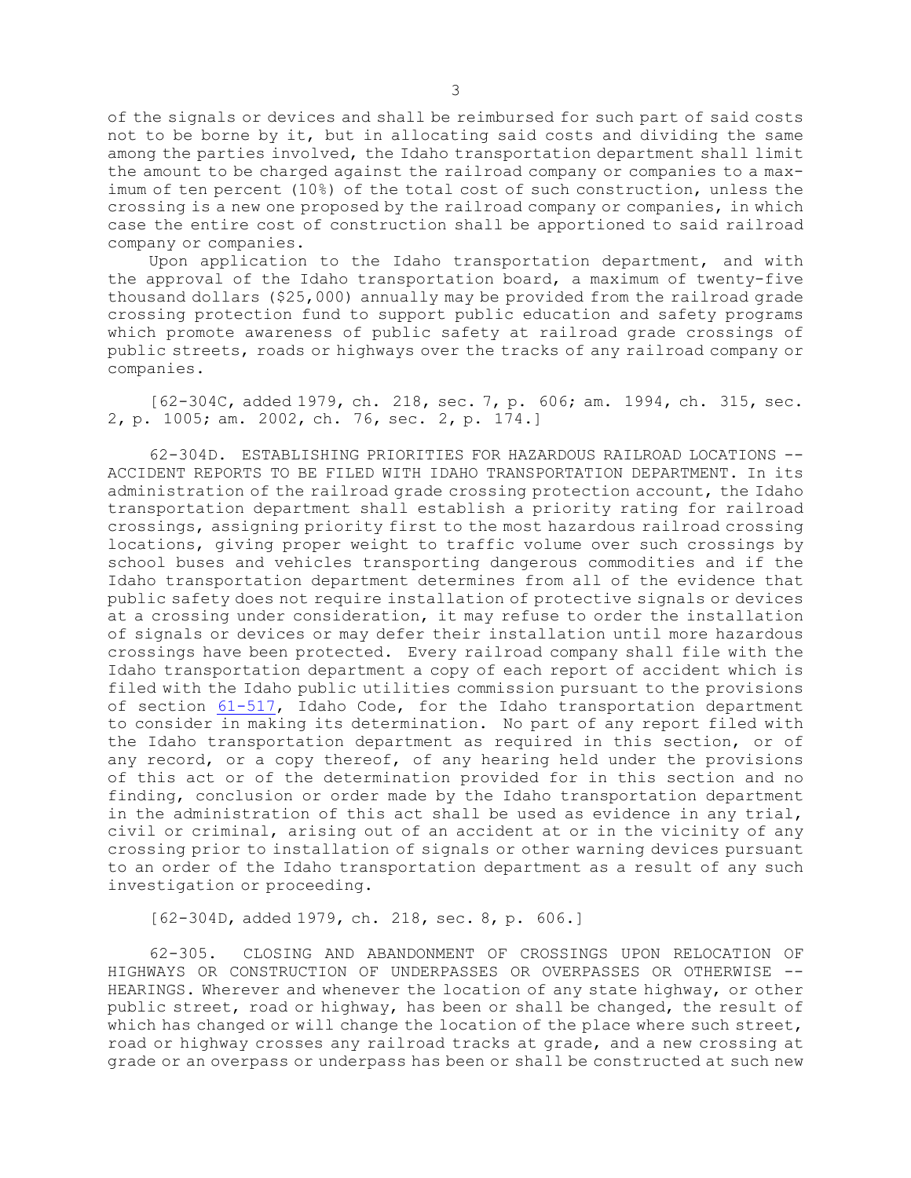of the signals or devices and shall be reimbursed for such part of said costs not to be borne by it, but in allocating said costs and dividing the same among the parties involved, the Idaho transportation department shall limit the amount to be charged against the railroad company or companies to a maximum of ten percent (10%) of the total cost of such construction, unless the crossing is a new one proposed by the railroad company or companies, in which case the entire cost of construction shall be apportioned to said railroad company or companies.

Upon application to the Idaho transportation department, and with the approval of the Idaho transportation board, a maximum of twenty-five thousand dollars ($25,000) annually may be provided from the railroad grade crossing protection fund to support public education and safety programs which promote awareness of public safety at railroad grade crossings of public streets, roads or highways over the tracks of any railroad company or companies.

[62-304C, added 1979, ch. 218, sec. 7, p. 606; am. 1994, ch. 315, sec. 2, p. 1005; am. 2002, ch. 76, sec. 2, p. 174.]

62-304D. ESTABLISHING PRIORITIES FOR HAZARDOUS RAILROAD LOCATIONS -- ACCIDENT REPORTS TO BE FILED WITH IDAHO TRANSPORTATION DEPARTMENT. In its administration of the railroad grade crossing protection account, the Idaho transportation department shall establish a priority rating for railroad crossings, assigning priority first to the most hazardous railroad crossing locations, giving proper weight to traffic volume over such crossings by school buses and vehicles transporting dangerous commodities and if the Idaho transportation department determines from all of the evidence that public safety does not require installation of protective signals or devices at a crossing under consideration, it may refuse to order the installation of signals or devices or may defer their installation until more hazardous crossings have been protected. Every railroad company shall file with the Idaho transportation department a copy of each report of accident which is filed with the Idaho public utilities commission pursuant to the provisions of section 61-517, Idaho Code, for the Idaho transportation department to consider in making its determination. No part of any report filed with the Idaho transportation department as required in this section, or of any record, or a copy thereof, of any hearing held under the provisions of this act or of the determination provided for in this section and no finding, conclusion or order made by the Idaho transportation department in the administration of this act shall be used as evidence in any trial, civil or criminal, arising out of an accident at or in the vicinity of any crossing prior to installation of signals or other warning devices pursuant to an order of the Idaho transportation department as a result of any such investigation or proceeding.

[62-304D, added 1979, ch. 218, sec. 8, p. 606.]

62-305. CLOSING AND ABANDONMENT OF CROSSINGS UPON RELOCATION OF HIGHWAYS OR CONSTRUCTION OF UNDERPASSES OR OVERPASSES OR OTHERWISE -- HEARINGS. Wherever and whenever the location of any state highway, or other public street, road or highway, has been or shall be changed, the result of which has changed or will change the location of the place where such street, road or highway crosses any railroad tracks at grade, and a new crossing at grade or an overpass or underpass has been or shall be constructed at such new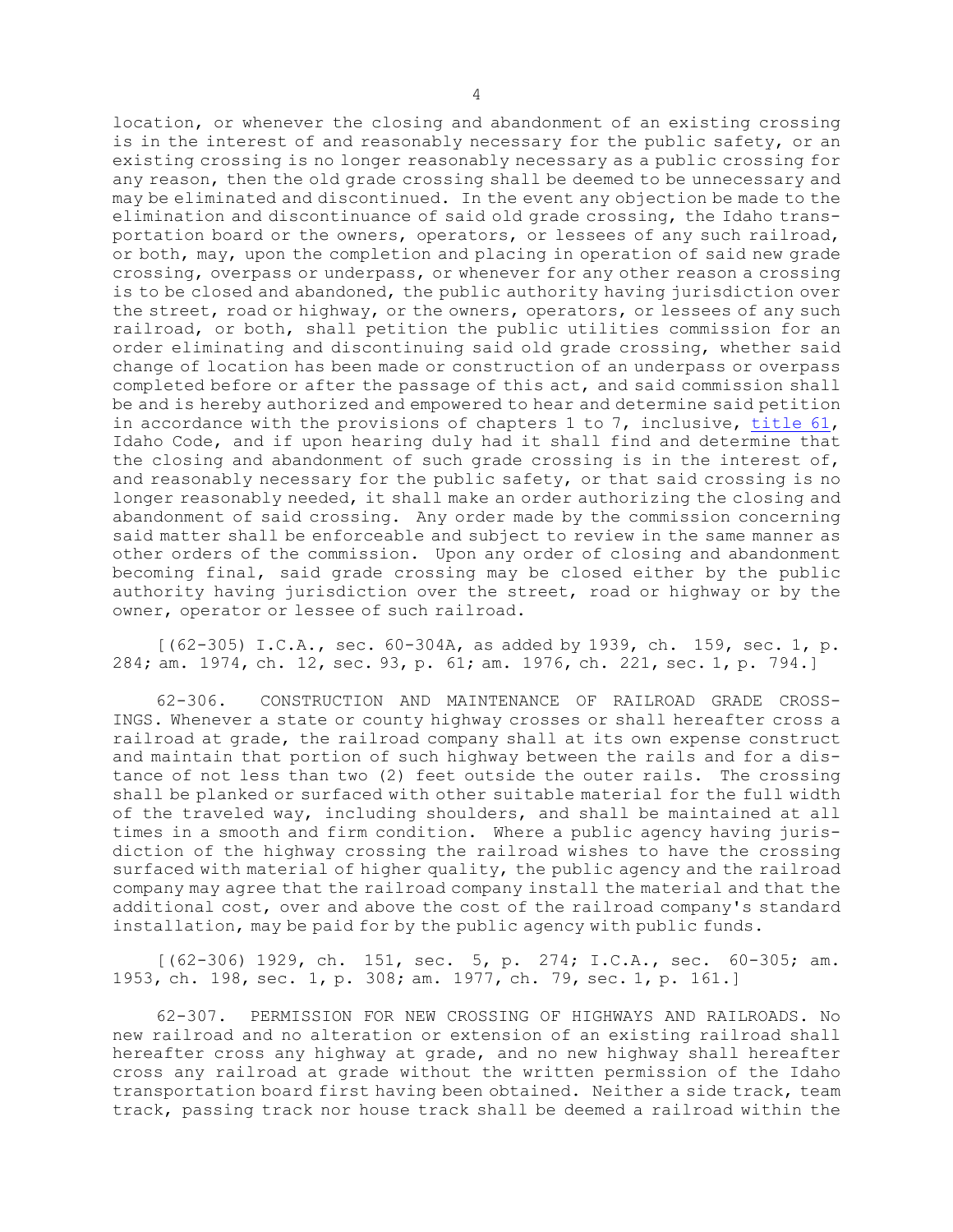location, or whenever the closing and abandonment of an existing crossing is in the interest of and reasonably necessary for the public safety, or an existing crossing is no longer reasonably necessary as a public crossing for any reason, then the old grade crossing shall be deemed to be unnecessary and may be eliminated and discontinued. In the event any objection be made to the elimination and discontinuance of said old grade crossing, the Idaho transportation board or the owners, operators, or lessees of any such railroad, or both, may, upon the completion and placing in operation of said new grade crossing, overpass or underpass, or whenever for any other reason a crossing is to be closed and abandoned, the public authority having jurisdiction over the street, road or highway, or the owners, operators, or lessees of any such railroad, or both, shall petition the public utilities commission for an order eliminating and discontinuing said old grade crossing, whether said change of location has been made or construction of an underpass or overpass completed before or after the passage of this act, and said commission shall be and is hereby authorized and empowered to hear and determine said petition in accordance with the provisions of chapters 1 to 7, inclusive, title 61, Idaho Code, and if upon hearing duly had it shall find and determine that the closing and abandonment of such grade crossing is in the interest of, and reasonably necessary for the public safety, or that said crossing is no longer reasonably needed, it shall make an order authorizing the closing and abandonment of said crossing. Any order made by the commission concerning said matter shall be enforceable and subject to review in the same manner as other orders of the commission. Upon any order of closing and abandonment becoming final, said grade crossing may be closed either by the public authority having jurisdiction over the street, road or highway or by the owner, operator or lessee of such railroad.

[(62-305) I.C.A., sec. 60-304A, as added by 1939, ch. 159, sec. 1, p. 284; am. 1974, ch. 12, sec. 93, p. 61; am. 1976, ch. 221, sec. 1, p. 794.]

62-306. CONSTRUCTION AND MAINTENANCE OF RAILROAD GRADE CROSSINGS. Whenever a state or county highway crosses or shall hereafter cross a railroad at grade, the railroad company shall at its own expense construct and maintain that portion of such highway between the rails and for a distance of not less than two (2) feet outside the outer rails. The crossing shall be planked or surfaced with other suitable material for the full width of the traveled way, including shoulders, and shall be maintained at all times in a smooth and firm condition. Where a public agency having jurisdiction of the highway crossing the railroad wishes to have the crossing surfaced with material of higher quality, the public agency and the railroad company may agree that the railroad company install the material and that the additional cost, over and above the cost of the railroad company's standard installation, may be paid for by the public agency with public funds.

[(62-306) 1929, ch. 151, sec. 5, p. 274; I.C.A., sec. 60-305; am. 1953, ch. 198, sec. 1, p. 308; am. 1977, ch. 79, sec. 1, p. 161.]

62-307. PERMISSION FOR NEW CROSSING OF HIGHWAYS AND RAILROADS. No new railroad and no alteration or extension of an existing railroad shall hereafter cross any highway at grade, and no new highway shall hereafter cross any railroad at grade without the written permission of the Idaho transportation board first having been obtained. Neither a side track, team track, passing track nor house track shall be deemed a railroad within the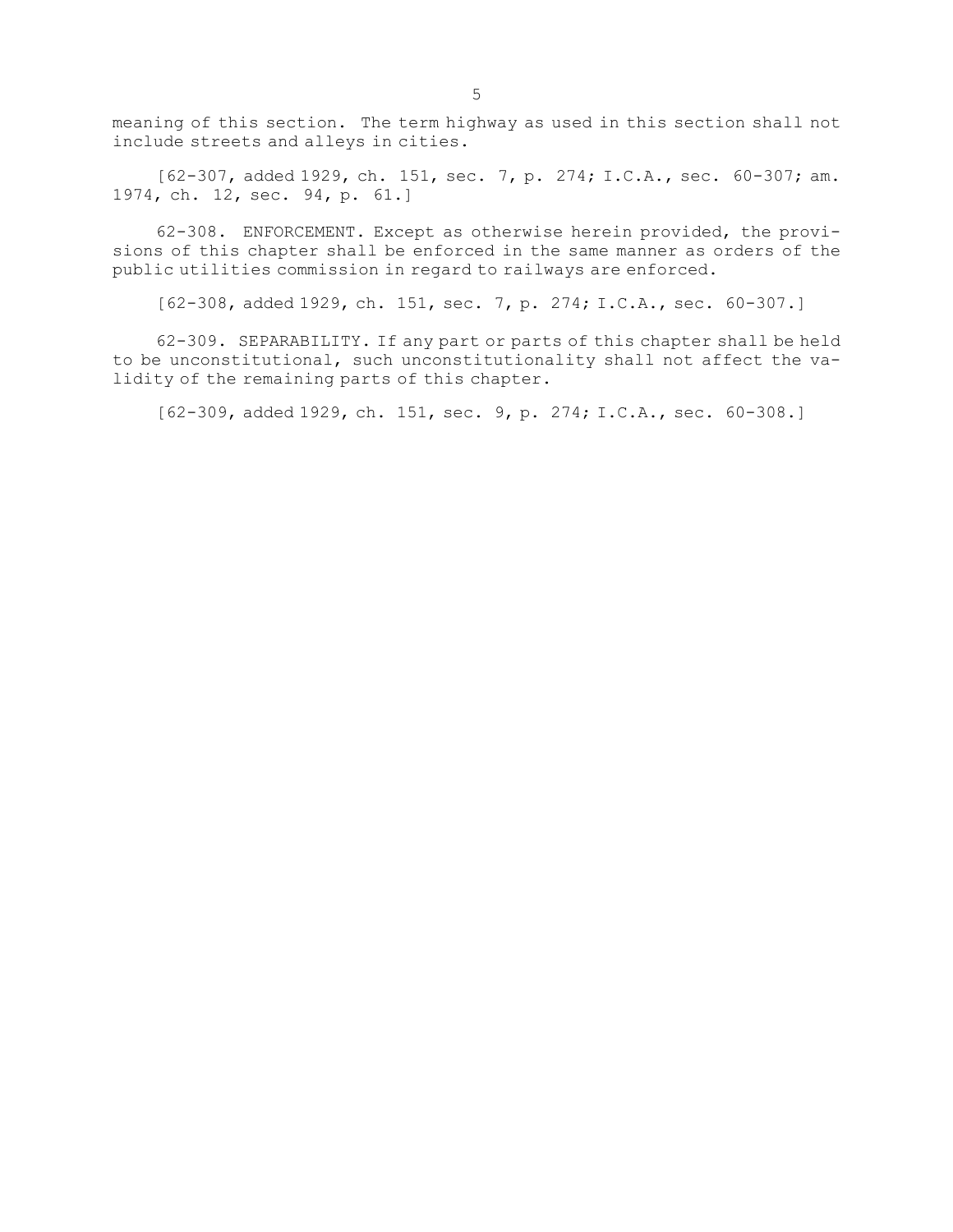meaning of this section. The term highway as used in this section shall not include streets and alleys in cities.

[62-307, added 1929, ch. 151, sec. 7, p. 274; I.C.A., sec. 60-307; am. 1974, ch. 12, sec. 94, p. 61.]

62-308. ENFORCEMENT. Except as otherwise herein provided, the provisions of this chapter shall be enforced in the same manner as orders of the public utilities commission in regard to railways are enforced.

[62-308, added 1929, ch. 151, sec. 7, p. 274; I.C.A., sec. 60-307.]

62-309. SEPARABILITY. If any part or parts of this chapter shall be held to be unconstitutional, such unconstitutionality shall not affect the validity of the remaining parts of this chapter.

[62-309, added 1929, ch. 151, sec. 9, p. 274; I.C.A., sec. 60-308.]